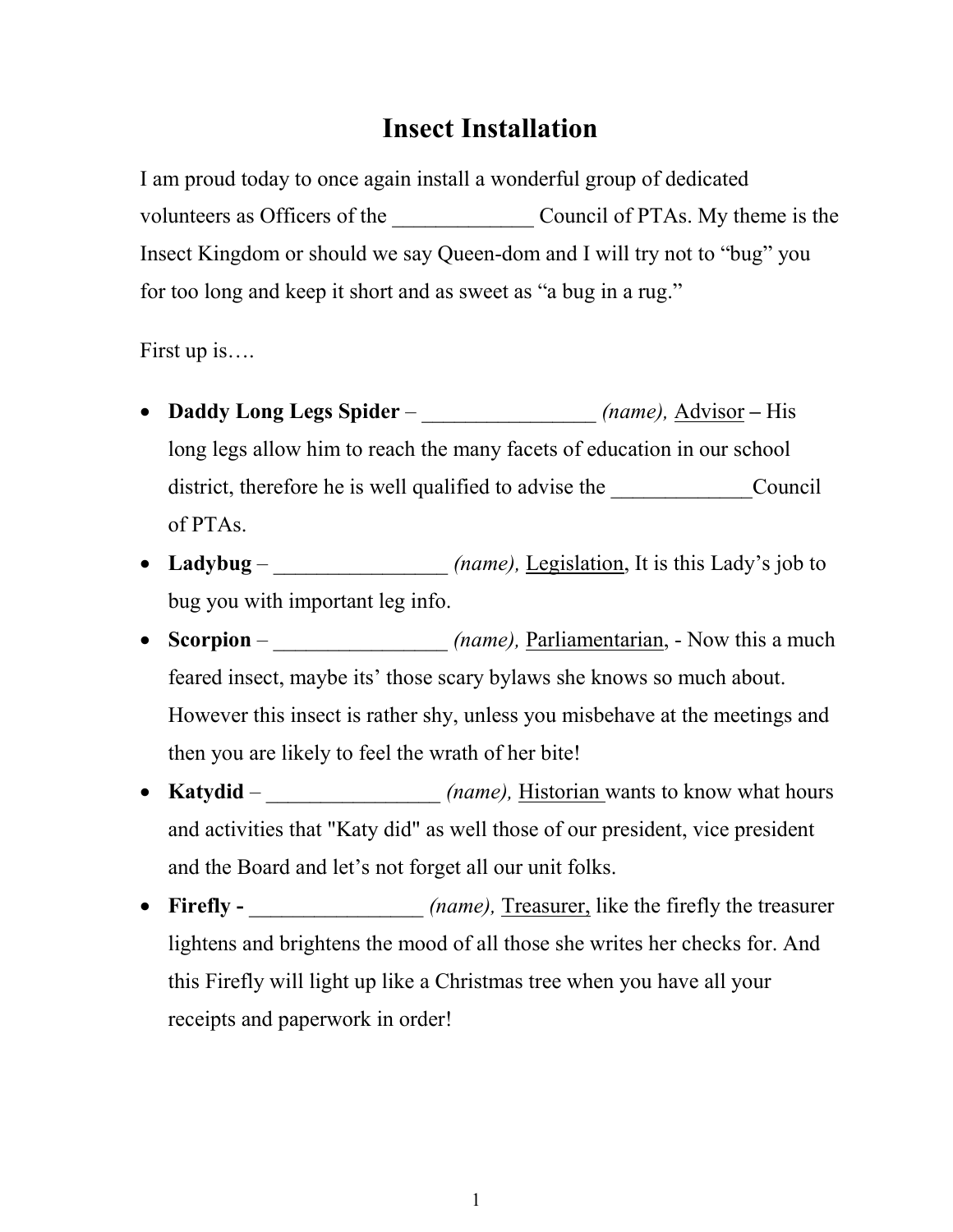# Insect Installation

I am proud today to once again install a wonderful group of dedicated volunteers as Officers of the _____________ Council of PTAs. My theme is the Insect Kingdom or should we say Queen-dom and I will try not to "bug" you for too long and keep it short and as sweet as "a bug in a rug."

First up is….

- **Daddy Long Legs Spider** – ________________ *(name),* <u>Advisor</u> **–** His long legs allow him to reach the many facets of education in our school district, therefore he is well qualified to advise the _____________Council of PTAs.
- **Ladybug** – ________________ *(name),* <u>Legislation</u>, It is this Lady's job to bug you with important leg info.
- **Scorpion** – ________________ *(name),* <u>Parliamentarian</u>, - Now this a much feared insect, maybe its' those scary bylaws she knows so much about. However this insect is rather shy, unless you misbehave at the meetings and then you are likely to feel the wrath of her bite!
- **Katydid** – ________________ *(name),* <u>Historian</u> wants to know what hours and activities that "Katy did" as well those of our president, vice president and the Board and let's not forget all our unit folks.
- **Firefly -** ________________ *(name),* <u>Treasurer,</u> like the firefly the treasurer lightens and brightens the mood of all those she writes her checks for. And this Firefly will light up like a Christmas tree when you have all your receipts and paperwork in order!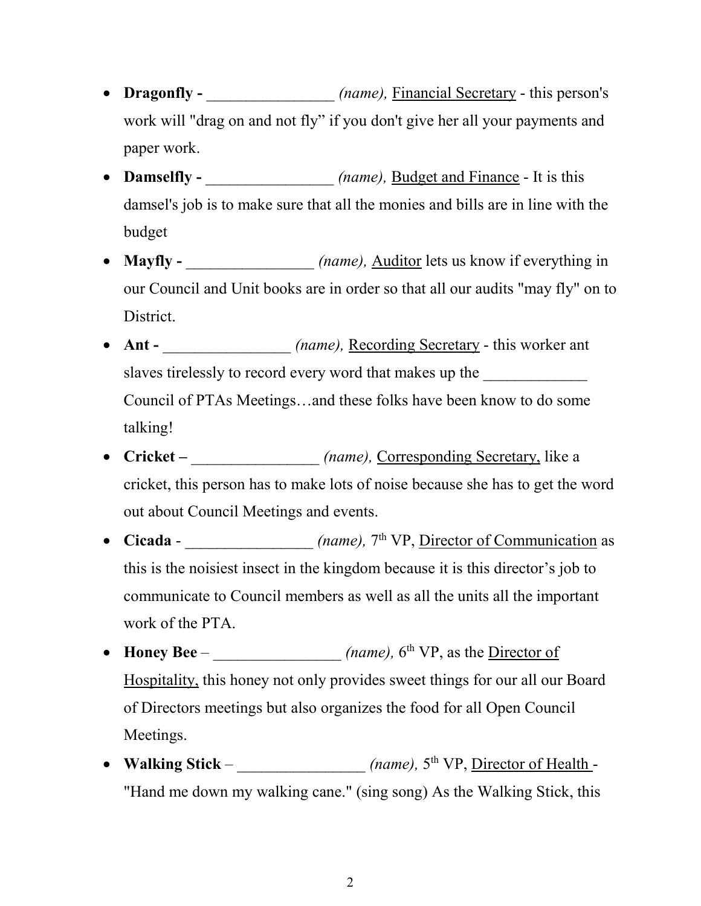- **Dragonfly -** ________________ *(name),* Financial Secretary - this person's work will "drag on and not fly" if you don't give her all your payments and paper work.
- **Damselfly -** ________________ *(name),* Budget and Finance - It is this damsel's job is to make sure that all the monies and bills are in line with the budget
- **Mayfly -** ________________ *(name),* Auditor lets us know if everything in our Council and Unit books are in order so that all our audits "may fly" on to District.
- **Ant -** ________________ *(name),* Recording Secretary - this worker ant slaves tirelessly to record every word that makes up the _____________ Council of PTAs Meetings…and these folks have been know to do some talking!
- **Cricket –** ________________ *(name),* Corresponding Secretary, like a cricket, this person has to make lots of noise because she has to get the word out about Council Meetings and events.
- **Cicada** - ________________ *(name),* 7th VP, Director of Communication as this is the noisiest insect in the kingdom because it is this director's job to communicate to Council members as well as all the units all the important work of the PTA.
- **Honey Bee** – ________________ *(name),* 6th VP, as the Director of Hospitality, this honey not only provides sweet things for our all our Board of Directors meetings but also organizes the food for all Open Council Meetings.
- **Walking Stick** – ________________ *(name),* 5th VP, Director of Health - "Hand me down my walking cane." (sing song) As the Walking Stick, this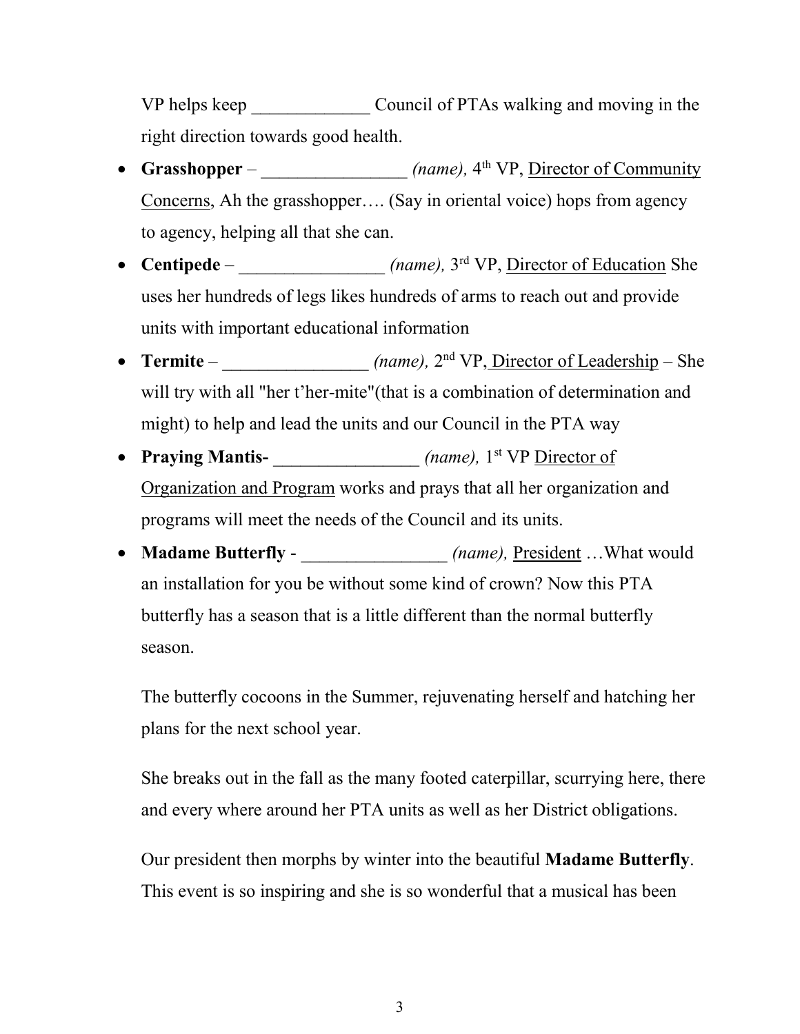VP helps keep _____________ Council of PTAs walking and moving in the right direction towards good health.

- **Grasshopper** – ________________ *(name),* 4th VP, Director of Community Concerns, Ah the grasshopper…. (Say in oriental voice) hops from agency to agency, helping all that she can.
- **Centipede** – ________________ *(name),* 3rd VP, Director of Education She uses her hundreds of legs likes hundreds of arms to reach out and provide units with important educational information
- **Termite** – ________________ *(name),* 2nd VP, Director of Leadership – She will try with all "her t'her-mite"(that is a combination of determination and might) to help and lead the units and our Council in the PTA way
- **Praying Mantis-** ________________ *(name),* 1st VP Director of Organization and Program works and prays that all her organization and programs will meet the needs of the Council and its units.
- **Madame Butterfly** - ________________ *(name),* President …What would an installation for you be without some kind of crown? Now this PTA butterfly has a season that is a little different than the normal butterfly season.

  The butterfly cocoons in the Summer, rejuvenating herself and hatching her plans for the next school year.

  She breaks out in the fall as the many footed caterpillar, scurrying here, there and every where around her PTA units as well as her District obligations.

  Our president then morphs by winter into the beautiful **Madame Butterfly**. This event is so inspiring and she is so wonderful that a musical has been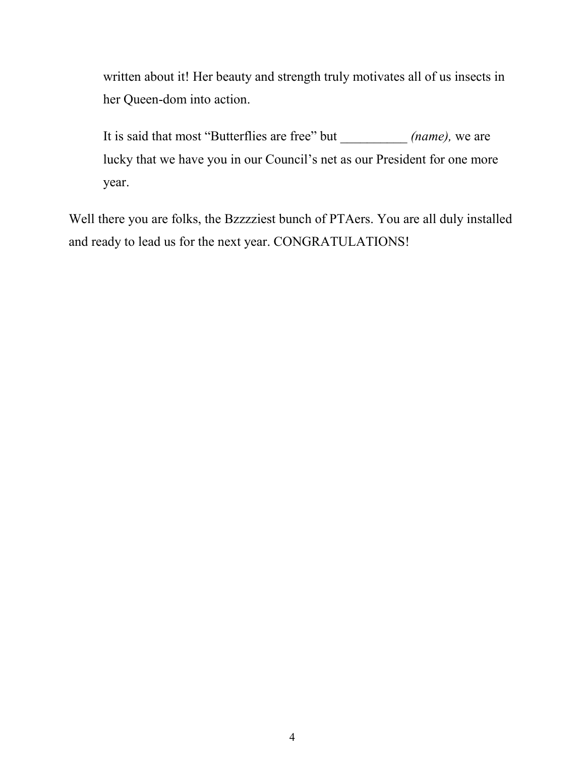written about it! Her beauty and strength truly motivates all of us insects in her Queen-dom into action.

It is said that most “Butterflies are free” but __________ *(name),* we are lucky that we have you in our Council’s net as our President for one more year.

Well there you are folks, the Bzzzziest bunch of PTAers. You are all duly installed and ready to lead us for the next year. CONGRATULATIONS!